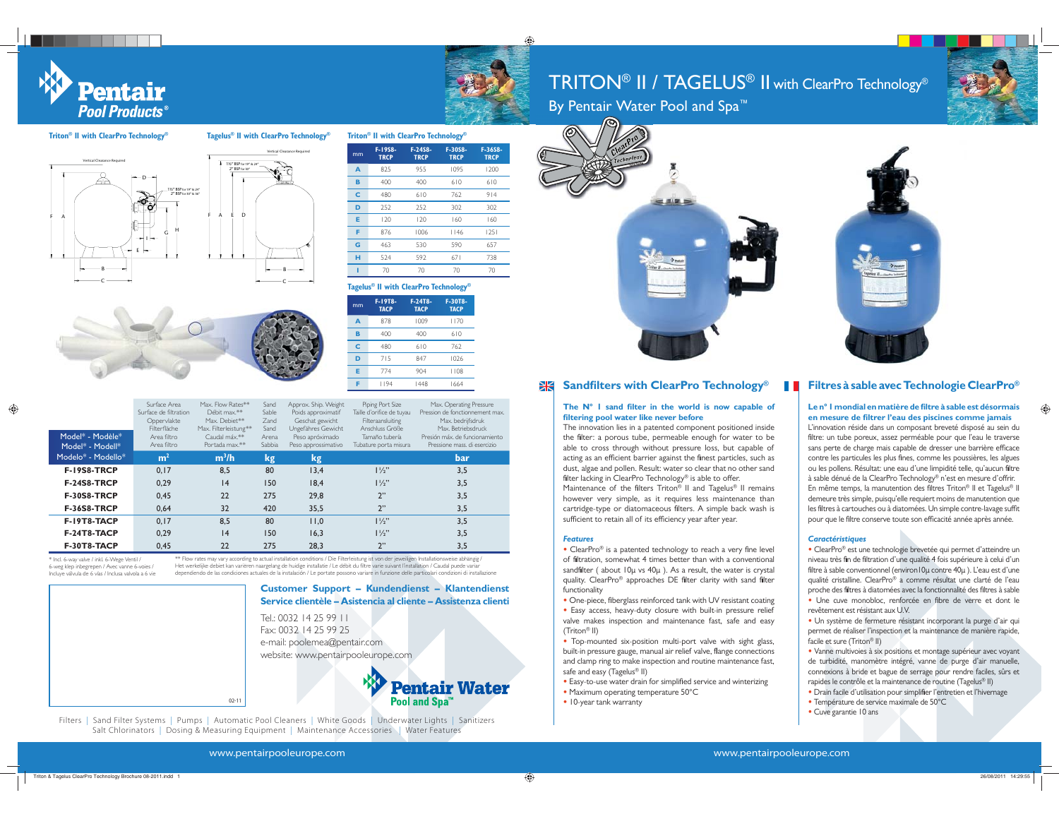# TRITON® II / TAGELUS® II with ClearPro Technology®

By Pentair Water Pool and Spa™

Pentair Pool Products®

### Triton® II with ClearPro Technology®

| mm | F-19S8-TRCP | F-24S8-TRCP | F-30S8-TRCP | F-36S8-TRCP |
|---|---|---|---|---|
| A | 825 | 955 | 1095 | 1200 |
| B | 400 | 400 | 610 | 610 |
| C | 480 | 610 | 762 | 914 |
| D | 252 | 252 | 302 | 302 |
| E | 120 | 120 | 160 | 160 |
| F | 876 | 1006 | 1146 | 1251 |
| G | 463 | 530 | 590 | 657 |
| H | 524 | 592 | 671 | 738 |
| I | 70 | 70 | 70 | 70 |

### Tagelus® II with ClearPro Technology®

| mm | F-19T8-TACP | F-24T8-TACP | F-30T8-TACP |
|---|---|---|---|
| A | 878 | 1009 | 1170 |
| B | 400 | 400 | 610 |
| C | 480 | 610 | 762 |
| D | 715 | 847 | 1026 |
| E | 774 | 904 | 1108 |
| F | 1194 | 1448 | 1664 |

| Model* - Modèle* / Model* - Modell* / Modelo* - Modello* | Surface Area / Surface de filtration / Oppervlakte / Filterfläche / Area filtro / Area filtro | Max. Flow Rates** / Débit max.** / Max. Debiet** / Max. Filterleistung** / Caudal máx.** / Portada max.** | Sand / Sable / Zand / Sand / Arena / Sabbia | Approx. Ship. Weight / Poids approximatif / Geschat gewicht / Ungefähres Gewicht / Peso apróximado / Peso approssimativo | Piping Port Size / Taille d'orifice de tuyau / Filteraansluiting / Anschluss Größe / Tamaño tubería / Tubature porta misura | Max. Operating Pressure / Pression de fonctionnement max. / Max. bedrijfsdruk / Max. Betriebsdruck / Presión máx. de funcionamiento / Pressione mass. di esercizio |
|---|---|---|---|---|---|---|
| | m² | m³/h | kg | kg | | bar |
| F-19S8-TRCP | 0,17 | 8,5 | 80 | 13,4 | 1½" | 3,5 |
| F-24S8-TRCP | 0,29 | 14 | 150 | 18,4 | 1½" | 3,5 |
| F-30S8-TRCP | 0,45 | 22 | 275 | 29,8 | 2" | 3,5 |
| F-36S8-TRCP | 0,64 | 32 | 420 | 35,5 | 2" | 3,5 |
| F-19T8-TACP | 0,17 | 8,5 | 80 | 11,0 | 1½" | 3,5 |
| F-24T8-TACP | 0,29 | 14 | 150 | 16,3 | 1½" | 3,5 |
| F-30T8-TACP | 0,45 | 22 | 275 | 28,3 | 2" | 3,5 |

\* Incl. 6-way valve / inkl. 6-Wege Ventil / 6-weg klep inbegrepen / Avec vanne 6-voies / Incluye válvula de 6 vías / Inclusa valvola a 6 vie

\*\* Flow rates may vary according to actual installation conditions / Die Filterleistung ist von der jeweiligen Installationsweise abhängig / Het werkelijke debiet kan variëren naargelang de huidige installatie / Le débit du filtre varie suivant l'installation / Caudal puede variar dependiendo de las condiciones actuales de la instalación / Le portate possono variare in funzione delle particolari condizioni di installazione

## Customer Support – Kundendienst – Klantendienst
## Service clientèle – Asistencia al cliente – Assistenza clienti

Tel.: 0032 14 25 99 11
Fax: 0032 14 25 99 25
e-mail: poolemea@pentair.com
website: www.pentairpooleurope.com

02-11

Pentair Water Pool and Spa™

Filters | Sand Filter Systems | Pumps | Automatic Pool Cleaners | White Goods | Underwater Lights | Sanitizers
Salt Chlorinators | Dosing & Measuring Equipment | Maintenance Accessories | Water Features

## Sandfilters with ClearPro Technology®

**The N° 1 sand filter in the world is now capable of filtering pool water like never before**

The innovation lies in a patented component positioned inside the filter: a porous tube, permeable enough for water to be able to cross through without pressure loss, but capable of acting as an efficient barrier against the finest particles, such as dust, algae and pollen. Result: water so clear that no other sand filter lacking in ClearPro Technology® is able to offer.

Maintenance of the filters Triton® II and Tagelus® II remains however very simple, as it requires less maintenance than cartridge-type or diatomaceous filters. A simple back wash is sufficient to retain all of its efficiency year after year.

### *Features*

- ClearPro® is a patented technology to reach a very fine level of filtration, somewhat 4 times better than with a conventional sandfilter ( about 10µ vs 40µ ). As a result, the water is crystal quality. ClearPro® approaches DE filter clarity with sand filter functionality
- One-piece, fiberglass reinforced tank with UV resistant coating
- Easy access, heavy-duty closure with built-in pressure relief valve makes inspection and maintenance fast, safe and easy (Triton® II)
- Top-mounted six-position multi-port valve with sight glass, built-in pressure gauge, manual air relief valve, flange connections and clamp ring to make inspection and routine maintenance fast, safe and easy (Tagelus® II)
- Easy-to-use water drain for simplified service and winterizing
- Maximum operating temperature 50°C
- 10-year tank warranty

## Filtres à sable avec Technologie ClearPro®

**Le n° 1 mondial en matière de filtre à sable est désormais en mesure de filtrer l'eau des piscines comme jamais**

L'innovation réside dans un composant breveté disposé au sein du filtre: un tube poreux, assez perméable pour que l'eau le traverse sans perte de charge mais capable de dresser une barrière efficace contre les particules les plus fines, comme les poussières, les algues ou les pollens. Résultat: une eau d'une limpidité telle, qu'aucun filtre à sable dénué de la ClearPro Technology® n'est en mesure d'offrir.

En même temps, la manutention des filtres Triton® II et Tagelus® II demeure très simple, puisqu'elle requiert moins de manutention que les filtres à cartouches ou à diatomées. Un simple contre-lavage suffit pour que le filtre conserve toute son efficacité année après année.

### *Caractéristiques*

- ClearPro® est une technologie brevetée qui permet d'atteindre un niveau très fin de filtration d'une qualité 4 fois supérieure à celui d'un filtre à sable conventionnel (environ 10µ contre 40µ ). L'eau est d'une qualité cristalline. ClearPro® a comme résultat une clarté de l'eau proche des filtres à diatomées avec la fonctionnalité des filtres à sable
- Une cuve monobloc, renforcée en fibre de verre et dont le revêtement est résistant aux U.V.
- Un système de fermeture résistant incorporant la purge d'air qui permet de réaliser l'inspection et la maintenance de manière rapide, facile et sure (Triton® II)
- Vanne multivoies à six positions et montage supérieur avec voyant de turbidité, manomètre intégré, vanne de purge d'air manuelle, connexions à bride et bague de serrage pour rendre faciles, sûrs et rapides le contrôle et la maintenance de routine (Tagelus® II)
- Drain facile d'utilisation pour simplifier l'entretien et l'hivernage
- Température de service maximale de 50°C
- Cuve garantie 10 ans

www.pentairpooleurope.com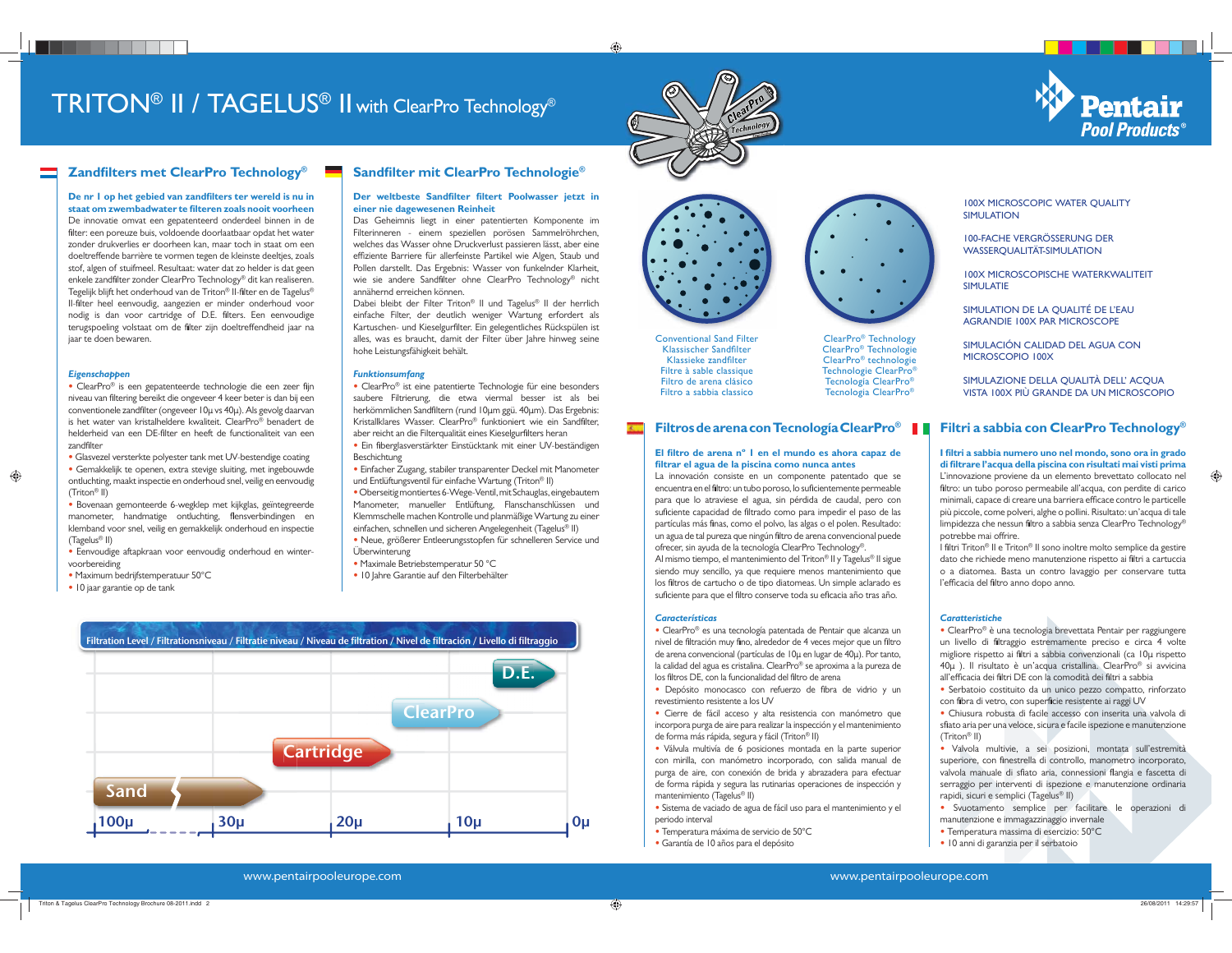# TRITON® II / TAGELUS® II with ClearPro Technology®

Pentair Pool Products®

## Zandfilters met ClearPro Technology®

**De nr 1 op het gebied van zandfilters ter wereld is nu in staat om zwembadwater te filteren zoals nooit voorheen**

De innovatie omvat een gepatenteerd onderdeel binnen in de filter: een poreuze buis, voldoende doorlaatbaar opdat het water zonder drukverlies er doorheen kan, maar toch in staat om een doeltreffende barrière te vormen tegen de kleinste deeltjes, zoals stof, algen of stuifmeel. Resultaat: water dat zo helder is dat geen enkele zandfilter zonder ClearPro Technology® dit kan realiseren. Tegelijk blijft het onderhoud van de Triton® II-filter en de Tagelus® II-filter heel eenvoudig, aangezien er minder onderhoud voor nodig is dan voor cartridge of D.E. filters. Een eenvoudige terugspoeling volstaat om de filter zijn doeltreffendheid jaar na jaar te doen bewaren.

### *Eigenschappen*

- ClearPro® is een gepatenteerde technologie die een zeer fijn niveau van filtering bereikt die ongeveer 4 keer beter is dan bij een conventionele zandfilter (ongeveer 10μ vs 40μ). Als gevolg daarvan is het water van kristalheldere kwaliteit. ClearPro® benadert de helderheid van een DE-filter en heeft de functionaliteit van een zandfilter
- Glasvezel versterkte polyester tank met UV-bestendige coating
- Gemakkelijk te openen, extra stevige sluiting, met ingebouwde ontluchting, maakt inspectie en onderhoud snel, veilig en eenvoudig (Triton® II)
- Bovenaan gemonteerde 6-wegklep met kijkglas, geïntegreerde manometer, handmatige ontluchting, flensverbindingen en klemband voor snel, veilig en gemakkelijk onderhoud en inspectie (Tagelus® II)
- Eenvoudige aftapkraan voor eenvoudig onderhoud en winter-voorbereiding
- Maximum bedrijfstemperatuur 50°C
- 10 jaar garantie op de tank

## Sandfilter mit ClearPro Technologie®

**Der weltbeste Sandfilter filtert Poolwasser jetzt in einer nie dagewesenen Reinheit**

Das Geheimnis liegt in einer patentierten Komponente im Filterinneren - einem speziellen porösen Sammelröhrchen, welches das Wasser ohne Druckverlust passieren lässt, aber eine effiziente Barriere für allerfeinste Partikel wie Algen, Staub und Pollen darstellt. Das Ergebnis: Wasser von funkelnder Klarheit, wie sie andere Sandfilter ohne ClearPro Technology® nicht annähernd erreichen können.

Dabei bleibt der Filter Triton® II und Tagelus® II der herrlich einfache Filter, der deutlich weniger Wartung erfordert als Kartuschen- und Kieselgurfilter. Ein gelegentliches Rückspülen ist alles, was es braucht, damit der Filter über Jahre hinweg seine hohe Leistungsfähigkeit behält.

### *Funktionsumfang*

- ClearPro® ist eine patentierte Technologie für eine besonders saubere Filtrierung, die etwa viermal besser ist als bei herkömmlichen Sandfiltern (rund 10µm ggü. 40µm). Das Ergebnis: Kristallklares Wasser. ClearPro® funktioniert wie ein Sandfilter, aber reicht an die Filterqualität eines Kieselgurfilters heran
- Ein fiberglasverstärkter Einstücktank mit einer UV-beständigen Beschichtung
- Einfacher Zugang, stabiler transparenter Deckel mit Manometer und Entlüftungsventil für einfache Wartung (Triton® II)
- Oberseitig montiertes 6-Wege-Ventil, mit Schauglas, eingebautem Manometer, manueller Entlüftung, Flanschanschlüssen und Klemmschelle machen Kontrolle und planmäßige Wartung zu einer einfachen, schnellen und sicheren Angelegenheit (Tagelus® II)
- Neue, größerer Entleerungsstopfen für schnelleren Service und Überwinterung
- Maximale Betriebstemperatur 50 °C
- 10 Jahre Garantie auf den Filterbehälter

Filtration Level / Filtrationsniveau / Filtratie niveau / Niveau de filtration / Nivel de filtración / Livello di filtraggio

D.E.

ClearPro

Cartridge

Sand

100µ 30µ 20µ 10µ 0µ

Conventional Sand Filter
Klassischer Sandfilter
Klassieke zandfilter
Filtre à sable classique
Filtro de arena clásico
Filtro a sabbia classico

ClearPro® Technology
ClearPro® Technologie
ClearPro® technologie
Technologie ClearPro®
Tecnología ClearPro®
Tecnologia ClearPro®

100X MICROSCOPIC WATER QUALITY SIMULATION

100-FACHE VERGRÖSSERUNG DER WASSERQUALITÄT-SIMULATION

100X MICROSCOPISCHE WATERKWALITEIT SIMULATIE

SIMULATION DE LA QUALITÉ DE L'EAU AGRANDIE 100X PAR MICROSCOPE

SIMULACIÓN CALIDAD DEL AGUA CON MICROSCOPIO 100X

SIMULAZIONE DELLA QUALITÀ DELL' ACQUA VISTA 100X PIÙ GRANDE DA UN MICROSCOPIO

## Filtros de arena con Tecnología ClearPro®

**El filtro de arena nº 1 en el mundo es ahora capaz de filtrar el agua de la piscina como nunca antes**

La innovación consiste en un componente patentado que se encuentra en el filtro: un tubo poroso, lo suficientemente permeable para que lo atraviese el agua, sin pérdida de caudal, pero con suficiente capacidad de filtrado como para impedir el paso de las partículas más finas, como el polvo, las algas o el polen. Resultado: un agua de tal pureza que ningún filtro de arena convencional puede ofrecer, sin ayuda de la tecnología ClearPro Technology®.

Al mismo tiempo, el mantenimiento del Triton® II y Tagelus® II sigue siendo muy sencillo, ya que requiere menos mantenimiento que los filtros de cartucho o de tipo diatomeas. Un simple aclarado es suficiente para que el filtro conserve toda su eficacia año tras año.

### *Características*

- ClearPro® es una tecnología patentada de Pentair que alcanza un nivel de filtración muy fino, alrededor de 4 veces mejor que un filtro de arena convencional (partículas de 10µ en lugar de 40µ). Por tanto, la calidad del agua es cristalina. ClearPro® se aproxima a la pureza de los filtros DE, con la funcionalidad del filtro de arena
- Depósito monocasco con refuerzo de fibra de vidrio y un revestimiento resistente a los UV
- Cierre de fácil acceso y alta resistencia con manómetro que incorpora purga de aire para realizar la inspección y el mantenimiento de forma más rápida, segura y fácil (Triton® II)
- Válvula multivía de 6 posiciones montada en la parte superior con mirilla, con manómetro incorporado, con salida manual de purga de aire, con conexión de brida y abrazadera para efectuar de forma rápida y segura las rutinarias operaciones de inspección y mantenimiento (Tagelus® II)
- Sistema de vaciado de agua de fácil uso para el mantenimiento y el periodo interval
- Temperatura máxima de servicio de 50°C
- Garantía de 10 años para el depósito

## Filtri a sabbia con ClearPro Technology®

**I filtri a sabbia numero uno nel mondo, sono ora in grado di filtrare l'acqua della piscina con risultati mai visti prima**

L'innovazione proviene da un elemento brevettato collocato nel filtro: un tubo poroso permeabile all'acqua, con perdite di carico minimali, capace di creare una barriera efficace contro le particelle più piccole, come polveri, alghe o pollini. Risultato: un'acqua di tale limpidezza che nessun filtro a sabbia senza ClearPro Technology® potrebbe mai offrire.

I filtri Triton® II e Triton® II sono inoltre molto semplice da gestire dato che richiede meno manutenzione rispetto ai filtri a cartuccia o a diatomea. Basta un contro lavaggio per conservare tutta l'efficacia del filtro anno dopo anno.

### *Caratteristiche*

- ClearPro® è una tecnologia brevettata Pentair per raggiungere un livello di filtraggio estremamente preciso e circa 4 volte migliore rispetto ai filtri a sabbia convenzionali (ca 10µ rispetto 40µ ). Il risultato è un'acqua cristallina. ClearPro® si avvicina all'efficacia dei filtri DE con la comodità dei filtri a sabbia
- Serbatoio costituito da un unico pezzo compatto, rinforzato con fibra di vetro, con superficie resistente ai raggi UV
- Chiusura robusta di facile accesso con inserita una valvola di sfiato aria per una veloce, sicura e facile ispezione e manutenzione (Triton® II)
- Valvola multivie, a sei posizioni, montata sull'estremità superiore, con finestrella di controllo, manometro incorporato, valvola manuale di sfiato aria, connessioni flangia e fascetta di serraggio per interventi di ispezione e manutenzione ordinaria rapidi, sicuri e semplici (Tagelus® II)
- Svuotamento semplice per facilitare le operazioni di manutenzione e immagazzinaggio invernale
- Temperatura massima di esercizio: 50°C
- 10 anni di garanzia per il serbatoio

www.pentairpooleurope.com

www.pentairpooleurope.com